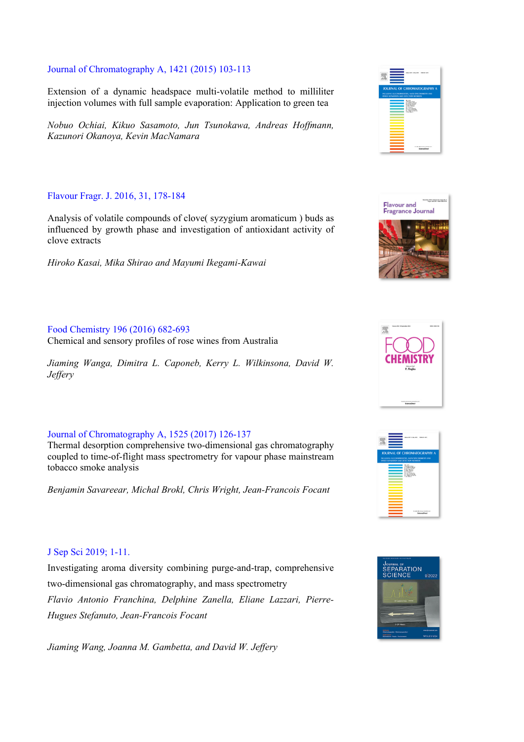Journal of Chromatography A, 1421 (2015) 103-113

Extension of a dynamic headspace multi-volatile method to milliliter injection volumes with full sample evaporation: Application to green tea

*Nobuo Ochiai, Kikuo Sasamoto, Jun Tsunokawa, Andreas Hoffmann, Kazunori Okanoya, Kevin MacNamara*

Flavour Fragr. J. 2016, 31, 178-184

Analysis of volatile compounds of clove( syzygium aromaticum ) buds as influenced by growth phase and investigation of antioxidant activity of clove extracts

*Hiroko Kasai, Mika Shirao and Mayumi Ikegami-Kawai*

Food Chemistry 196 (2016) 682-693

Chemical and sensory profiles of rose wines from Australia

*Jiaming Wanga, Dimitra L. Caponeb, Kerry L. Wilkinsona, David W. Jeffery*

Journal of Chromatography A, 1525 (2017) 126-137

Thermal desorption comprehensive two-dimensional gas chromatography coupled to time-of-flight mass spectrometry for vapour phase mainstream tobacco smoke analysis

*Benjamin Savareear, Michal Brokl, Chris Wright, Jean-Francois Focant*

J Sep Sci 2019; 1-11.

Investigating aroma diversity combining purge-and-trap, comprehensive two-dimensional gas chromatography, and mass spectrometry

*Flavio Antonio Franchina, Delphine Zanella, Eliane Lazzari, Pierre-Hugues Stefanuto, Jean-Francois Focant*

*Jiaming Wang, Joanna M. Gambetta, and David W. Jeffery*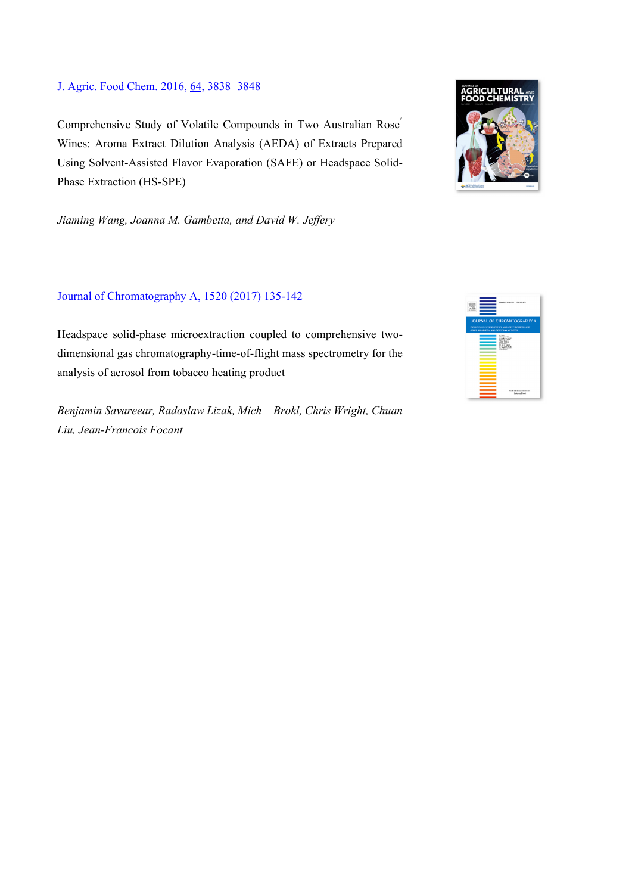J. Agric. Food Chem. 2016, 64, 3838−3848

Comprehensive Study of Volatile Compounds in Two Australian Rosé Wines: Aroma Extract Dilution Analysis (AEDA) of Extracts Prepared Using Solvent-Assisted Flavor Evaporation (SAFE) or Headspace Solid-Phase Extraction (HS-SPE)

*Jiaming Wang, Joanna M. Gambetta, and David W. Jeffery*

Journal of Chromatography A, 1520 (2017) 135-142

Headspace solid-phase microextraction coupled to comprehensive two-dimensional gas chromatography-time-of-flight mass spectrometry for the analysis of aerosol from tobacco heating product

*Benjamin Savareear, Radoslaw Lizak, Mich Brokl, Chris Wright, Chuan Liu, Jean-Francois Focant*